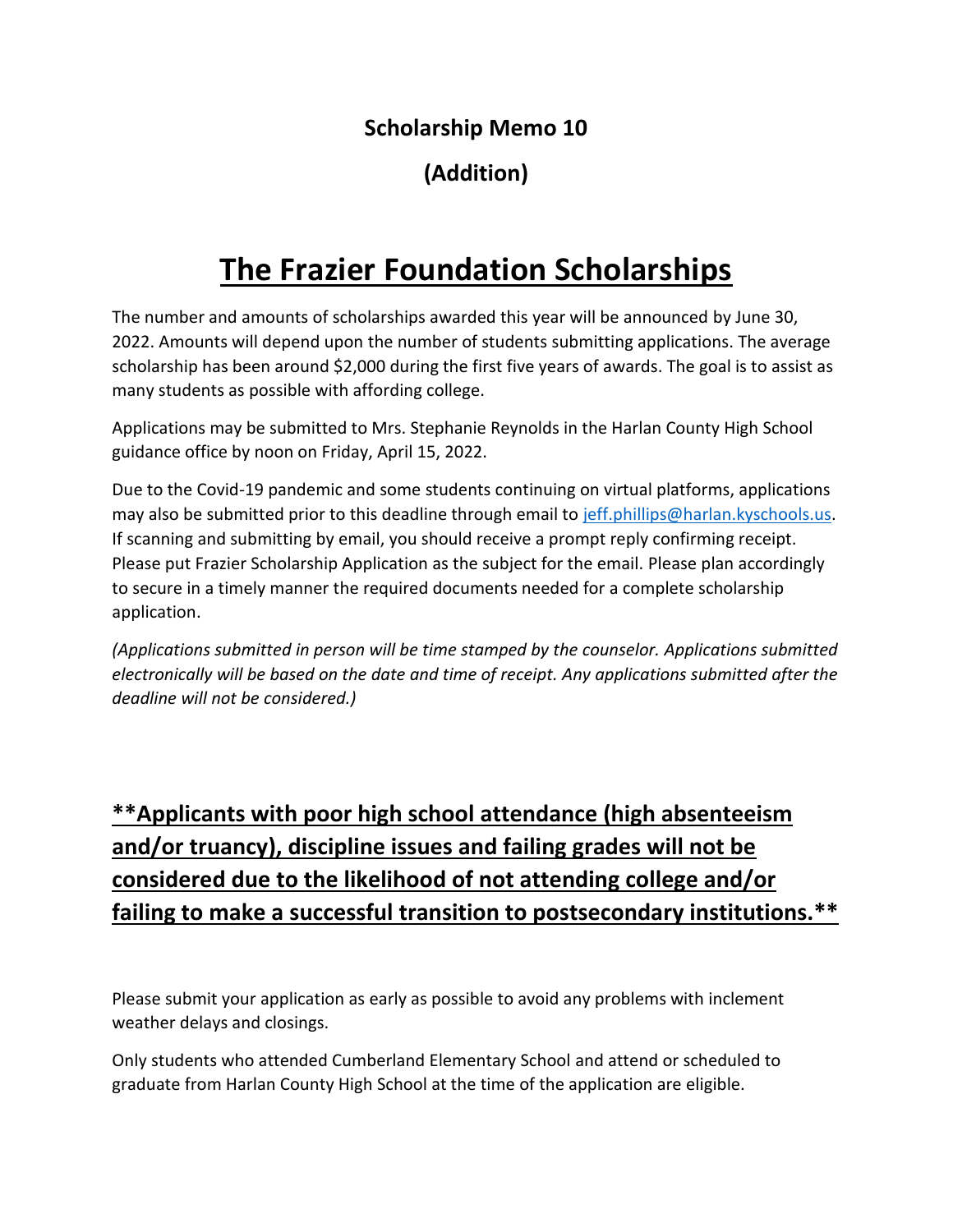**Scholarship Memo 10**

**(Addition)**

# The Frazier Foundation Scholarships

The number and amounts of scholarships awarded this year will be announced by June 30, 2022. Amounts will depend upon the number of students submitting applications. The average scholarship has been around $2,000 during the first five years of awards. The goal is to assist as many students as possible with affording college.

Applications may be submitted to Mrs. Stephanie Reynolds in the Harlan County High School guidance office by noon on Friday, April 15, 2022.

Due to the Covid-19 pandemic and some students continuing on virtual platforms, applications may also be submitted prior to this deadline through email to jeff.phillips@harlan.kyschools.us. If scanning and submitting by email, you should receive a prompt reply confirming receipt. Please put Frazier Scholarship Application as the subject for the email. Please plan accordingly to secure in a timely manner the required documents needed for a complete scholarship application.

*(Applications submitted in person will be time stamped by the counselor. Applications submitted electronically will be based on the date and time of receipt. Any applications submitted after the deadline will not be considered.)*

**\*\*Applicants with poor high school attendance (high absenteeism and/or truancy), discipline issues and failing grades will not be considered due to the likelihood of not attending college and/or failing to make a successful transition to postsecondary institutions.\*\***

Please submit your application as early as possible to avoid any problems with inclement weather delays and closings.

Only students who attended Cumberland Elementary School and attend or scheduled to graduate from Harlan County High School at the time of the application are eligible.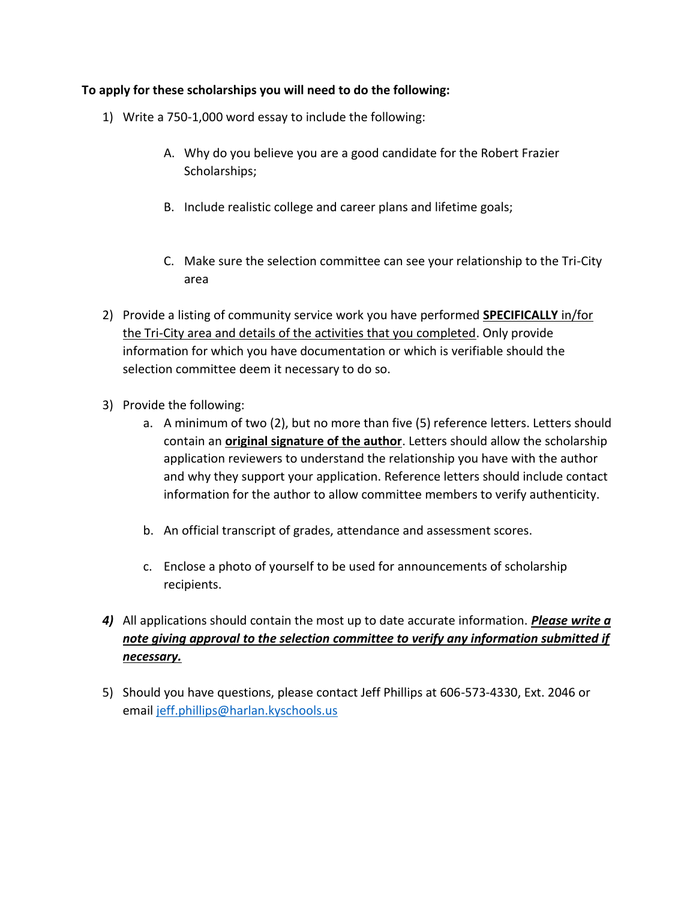**To apply for these scholarships you will need to do the following:**

1) Write a 750-1,000 word essay to include the following:

   A. Why do you believe you are a good candidate for the Robert Frazier Scholarships;

   B. Include realistic college and career plans and lifetime goals;

   C. Make sure the selection committee can see your relationship to the Tri-City area

2) Provide a listing of community service work you have performed **SPECIFICALLY** in/for the Tri-City area and details of the activities that you completed. Only provide information for which you have documentation or which is verifiable should the selection committee deem it necessary to do so.

3) Provide the following:

   a. A minimum of two (2), but no more than five (5) reference letters. Letters should contain an **original signature of the author**. Letters should allow the scholarship application reviewers to understand the relationship you have with the author and why they support your application. Reference letters should include contact information for the author to allow committee members to verify authenticity.

   b. An official transcript of grades, attendance and assessment scores.

   c. Enclose a photo of yourself to be used for announcements of scholarship recipients.

4) All applications should contain the most up to date accurate information. ***Please write a note giving approval to the selection committee to verify any information submitted if necessary.***

5) Should you have questions, please contact Jeff Phillips at 606-573-4330, Ext. 2046 or email jeff.phillips@harlan.kyschools.us